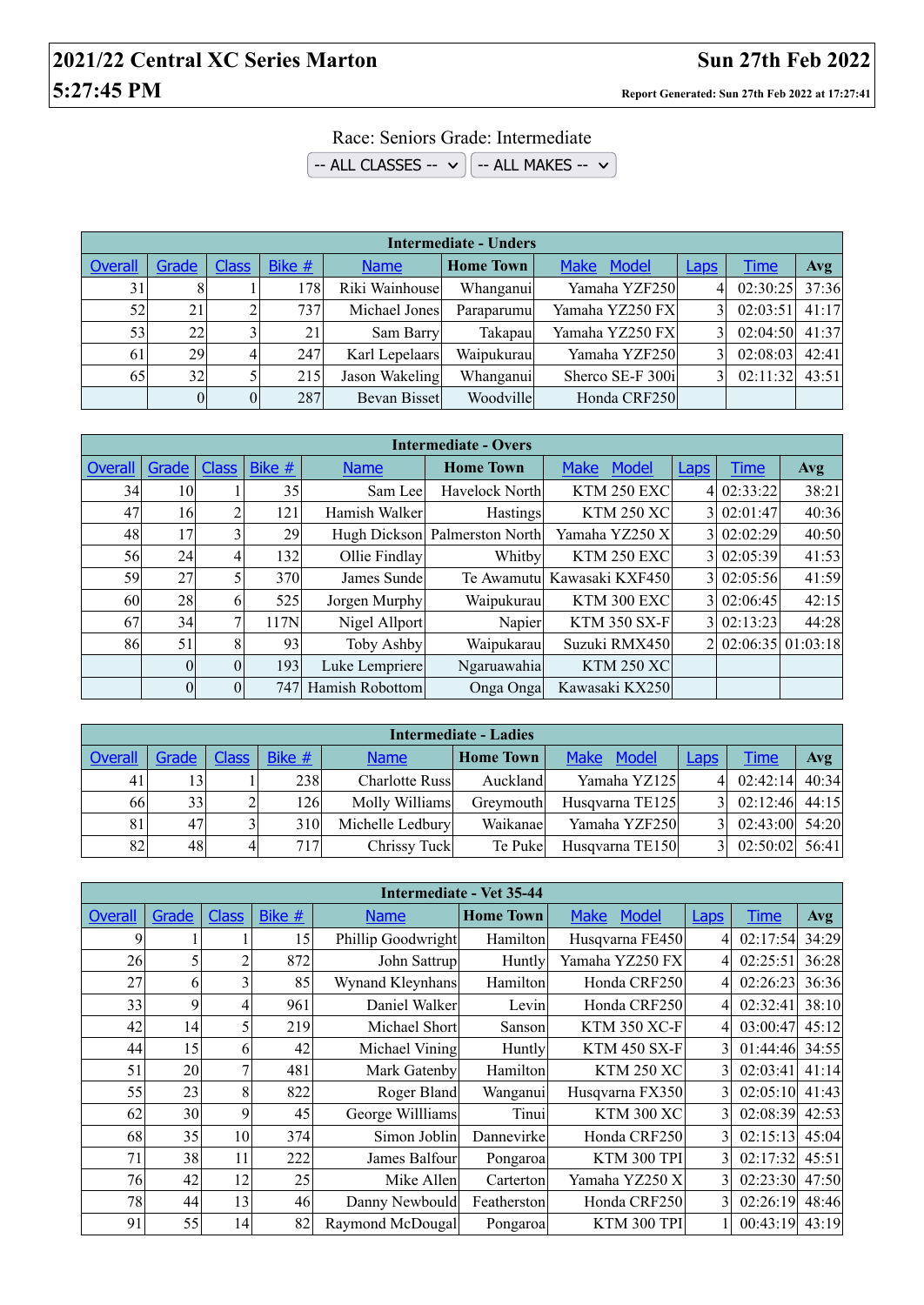# 2021/22 Central XC Series Marton

**Sun 27th Feb 2022**

**5:27:45 PM**

**Report Generated: Sun 27th Feb 2022 at 17:27:41**

Race: Seniors Grade: Intermediate

-- ALL CLASSES -- | -- ALL MAKES --

| Intermediate - Unders | | | | | | | | | |
|---|---|---|---|---|---|---|---|---|---|
| Overall | Grade | Class | Bike # | Name | Home Town | Make Model | Laps | Time | Avg |
| 31 | 8 | 1 | 178 | Riki Wainhouse | Whanganui | Yamaha YZF250 | 4 | 02:30:25 | 37:36 |
| 52 | 21 | 2 | 737 | Michael Jones | Paraparumu | Yamaha YZ250 FX | 3 | 02:03:51 | 41:17 |
| 53 | 22 | 3 | 21 | Sam Barry | Takapau | Yamaha YZ250 FX | 3 | 02:04:50 | 41:37 |
| 61 | 29 | 4 | 247 | Karl Lepelaars | Waipukurau | Yamaha YZF250 | 3 | 02:08:03 | 42:41 |
| 65 | 32 | 5 | 215 | Jason Wakeling | Whanganui | Sherco SE-F 300i | 3 | 02:11:32 | 43:51 |
| | 0 | 0 | 287 | Bevan Bisset | Woodville | Honda CRF250 | | | |

| Intermediate - Overs | | | | | | | | | |
|---|---|---|---|---|---|---|---|---|---|
| Overall | Grade | Class | Bike # | Name | Home Town | Make Model | Laps | Time | Avg |
| 34 | 10 | 1 | 35 | Sam Lee | Havelock North | KTM 250 EXC | 4 | 02:33:22 | 38:21 |
| 47 | 16 | 2 | 121 | Hamish Walker | Hastings | KTM 250 XC | 3 | 02:01:47 | 40:36 |
| 48 | 17 | 3 | 29 | Hugh Dickson | Palmerston North | Yamaha YZ250 X | 3 | 02:02:29 | 40:50 |
| 56 | 24 | 4 | 132 | Ollie Findlay | Whitby | KTM 250 EXC | 3 | 02:05:39 | 41:53 |
| 59 | 27 | 5 | 370 | James Sunde | Te Awamutu | Kawasaki KXF450 | 3 | 02:05:56 | 41:59 |
| 60 | 28 | 6 | 525 | Jorgen Murphy | Waipukurau | KTM 300 EXC | 3 | 02:06:45 | 42:15 |
| 67 | 34 | 7 | 117N | Nigel Allport | Napier | KTM 350 SX-F | 3 | 02:13:23 | 44:28 |
| 86 | 51 | 8 | 93 | Toby Ashby | Waipukurau | Suzuki RMX450 | 2 | 02:06:35 | 01:03:18 |
| | 0 | 0 | 193 | Luke Lempriere | Ngaruawahia | KTM 250 XC | | | |
| | 0 | 0 | 747 | Hamish Robottom | Onga Onga | Kawasaki KX250 | | | |

| Intermediate - Ladies | | | | | | | | | |
|---|---|---|---|---|---|---|---|---|---|
| Overall | Grade | Class | Bike # | Name | Home Town | Make Model | Laps | Time | Avg |
| 41 | 13 | 1 | 238 | Charlotte Russ | Auckland | Yamaha YZ125 | 4 | 02:42:14 | 40:34 |
| 66 | 33 | 2 | 126 | Molly Williams | Greymouth | Husqvarna TE125 | 3 | 02:12:46 | 44:15 |
| 81 | 47 | 3 | 310 | Michelle Ledbury | Waikanae | Yamaha YZF250 | 3 | 02:43:00 | 54:20 |
| 82 | 48 | 4 | 717 | Chrissy Tuck | Te Puke | Husqvarna TE150 | 3 | 02:50:02 | 56:41 |

| Intermediate - Vet 35-44 | | | | | | | | | |
|---|---|---|---|---|---|---|---|---|---|
| Overall | Grade | Class | Bike # | Name | Home Town | Make Model | Laps | Time | Avg |
| 9 | 1 | 1 | 15 | Phillip Goodwright | Hamilton | Husqvarna FE450 | 4 | 02:17:54 | 34:29 |
| 26 | 5 | 2 | 872 | John Sattrup | Huntly | Yamaha YZ250 FX | 4 | 02:25:51 | 36:28 |
| 27 | 6 | 3 | 85 | Wynand Kleynhans | Hamilton | Honda CRF250 | 4 | 02:26:23 | 36:36 |
| 33 | 9 | 4 | 961 | Daniel Walker | Levin | Honda CRF250 | 4 | 02:32:41 | 38:10 |
| 42 | 14 | 5 | 219 | Michael Short | Sanson | KTM 350 XC-F | 4 | 03:00:47 | 45:12 |
| 44 | 15 | 6 | 42 | Michael Vining | Huntly | KTM 450 SX-F | 3 | 01:44:46 | 34:55 |
| 51 | 20 | 7 | 481 | Mark Gatenby | Hamilton | KTM 250 XC | 3 | 02:03:41 | 41:14 |
| 55 | 23 | 8 | 822 | Roger Bland | Wanganui | Husqvarna FX350 | 3 | 02:05:10 | 41:43 |
| 62 | 30 | 9 | 45 | George Willliams | Tinui | KTM 300 XC | 3 | 02:08:39 | 42:53 |
| 68 | 35 | 10 | 374 | Simon Joblin | Dannevirke | Honda CRF250 | 3 | 02:15:13 | 45:04 |
| 71 | 38 | 11 | 222 | James Balfour | Pongaroa | KTM 300 TPI | 3 | 02:17:32 | 45:51 |
| 76 | 42 | 12 | 25 | Mike Allen | Carterton | Yamaha YZ250 X | 3 | 02:23:30 | 47:50 |
| 78 | 44 | 13 | 46 | Danny Newbould | Featherston | Honda CRF250 | 3 | 02:26:19 | 48:46 |
| 91 | 55 | 14 | 82 | Raymond McDougal | Pongaroa | KTM 300 TPI | 1 | 00:43:19 | 43:19 |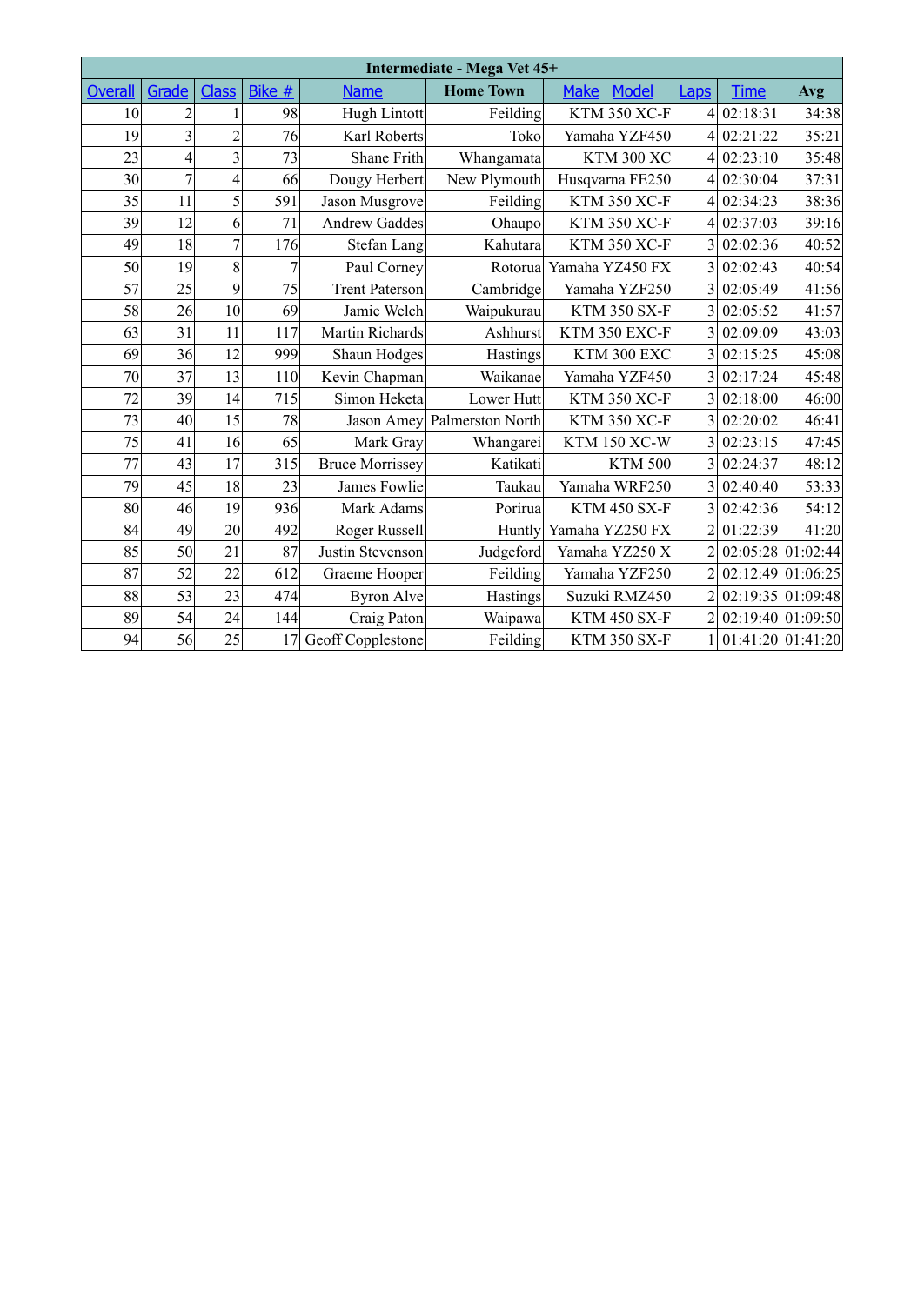| Intermediate - Mega Vet 45+ | | | | | | | | | |
|---|---|---|---|---|---|---|---|---|---|
| Overall | Grade | Class | Bike # | Name | Home Town | Make Model | Laps | Time | Avg |
| 10 | 2 | 1 | 98 | Hugh Lintott | Feilding | KTM 350 XC-F | 4 | 02:18:31 | 34:38 |
| 19 | 3 | 2 | 76 | Karl Roberts | Toko | Yamaha YZF450 | 4 | 02:21:22 | 35:21 |
| 23 | 4 | 3 | 73 | Shane Frith | Whangamata | KTM 300 XC | 4 | 02:23:10 | 35:48 |
| 30 | 7 | 4 | 66 | Dougy Herbert | New Plymouth | Husqvarna FE250 | 4 | 02:30:04 | 37:31 |
| 35 | 11 | 5 | 591 | Jason Musgrove | Feilding | KTM 350 XC-F | 4 | 02:34:23 | 38:36 |
| 39 | 12 | 6 | 71 | Andrew Gaddes | Ohaupo | KTM 350 XC-F | 4 | 02:37:03 | 39:16 |
| 49 | 18 | 7 | 176 | Stefan Lang | Kahutara | KTM 350 XC-F | 3 | 02:02:36 | 40:52 |
| 50 | 19 | 8 | 7 | Paul Corney | Rotorua | Yamaha YZ450 FX | 3 | 02:02:43 | 40:54 |
| 57 | 25 | 9 | 75 | Trent Paterson | Cambridge | Yamaha YZF250 | 3 | 02:05:49 | 41:56 |
| 58 | 26 | 10 | 69 | Jamie Welch | Waipukurau | KTM 350 SX-F | 3 | 02:05:52 | 41:57 |
| 63 | 31 | 11 | 117 | Martin Richards | Ashhurst | KTM 350 EXC-F | 3 | 02:09:09 | 43:03 |
| 69 | 36 | 12 | 999 | Shaun Hodges | Hastings | KTM 300 EXC | 3 | 02:15:25 | 45:08 |
| 70 | 37 | 13 | 110 | Kevin Chapman | Waikanae | Yamaha YZF450 | 3 | 02:17:24 | 45:48 |
| 72 | 39 | 14 | 715 | Simon Heketa | Lower Hutt | KTM 350 XC-F | 3 | 02:18:00 | 46:00 |
| 73 | 40 | 15 | 78 | Jason Amey | Palmerston North | KTM 350 XC-F | 3 | 02:20:02 | 46:41 |
| 75 | 41 | 16 | 65 | Mark Gray | Whangarei | KTM 150 XC-W | 3 | 02:23:15 | 47:45 |
| 77 | 43 | 17 | 315 | Bruce Morrissey | Katikati | KTM 500 | 3 | 02:24:37 | 48:12 |
| 79 | 45 | 18 | 23 | James Fowlie | Taukau | Yamaha WRF250 | 3 | 02:40:40 | 53:33 |
| 80 | 46 | 19 | 936 | Mark Adams | Porirua | KTM 450 SX-F | 3 | 02:42:36 | 54:12 |
| 84 | 49 | 20 | 492 | Roger Russell | Huntly | Yamaha YZ250 FX | 2 | 01:22:39 | 41:20 |
| 85 | 50 | 21 | 87 | Justin Stevenson | Judgeford | Yamaha YZ250 X | 2 | 02:05:28 | 01:02:44 |
| 87 | 52 | 22 | 612 | Graeme Hooper | Feilding | Yamaha YZF250 | 2 | 02:12:49 | 01:06:25 |
| 88 | 53 | 23 | 474 | Byron Alve | Hastings | Suzuki RMZ450 | 2 | 02:19:35 | 01:09:48 |
| 89 | 54 | 24 | 144 | Craig Paton | Waipawa | KTM 450 SX-F | 2 | 02:19:40 | 01:09:50 |
| 94 | 56 | 25 | 17 | Geoff Copplestone | Feilding | KTM 350 SX-F | 1 | 01:41:20 | 01:41:20 |